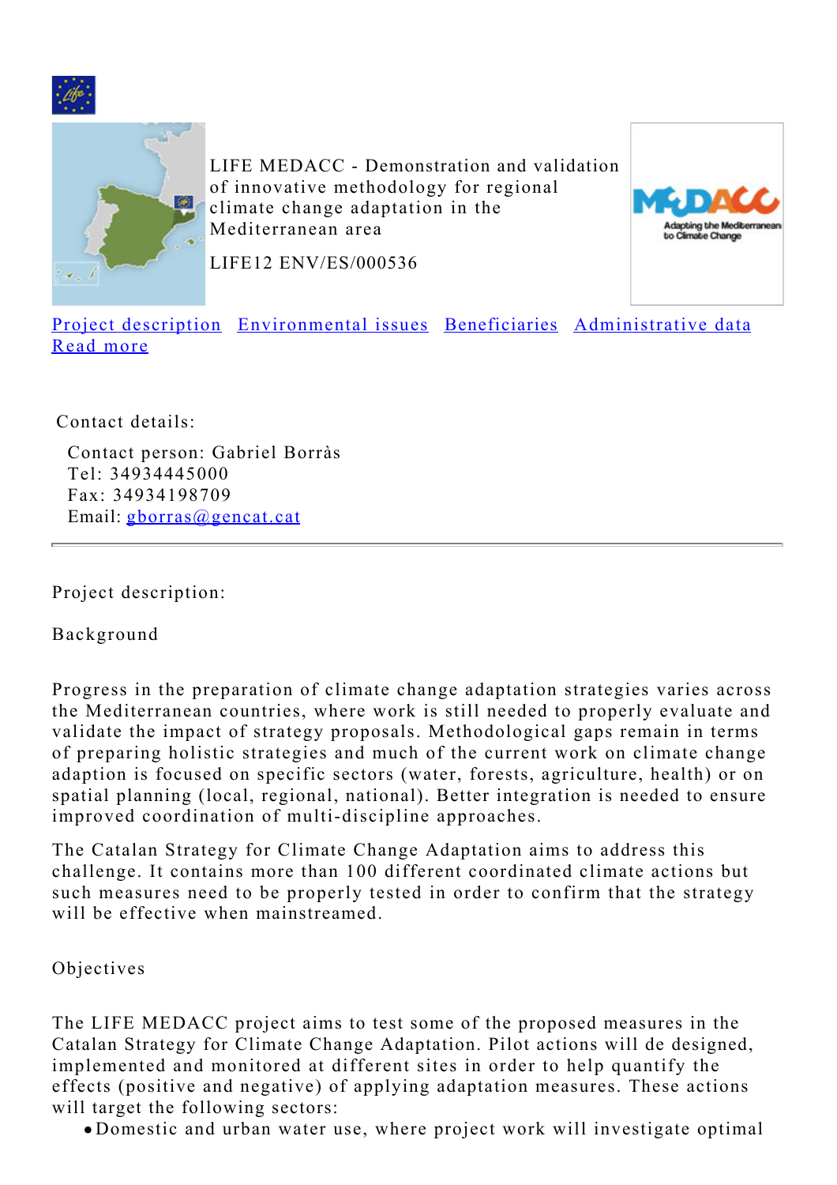LIFE MEDACC - Demonstration and validation of innovative methodology for regional climate change adaptation in the Mediterranean area

LIFE12 ENV/ES/000536

Project description Environmental issues Beneficiaries Administrative data
Read more

Contact details:

Contact person: Gabriel Borràs
Tel: 34934445000
Fax: 34934198709
Email: gborras@gencat.cat

---

Project description:

## Background

Progress in the preparation of climate change adaptation strategies varies across the Mediterranean countries, where work is still needed to properly evaluate and validate the impact of strategy proposals. Methodological gaps remain in terms of preparing holistic strategies and much of the current work on climate change adaption is focused on specific sectors (water, forests, agriculture, health) or on spatial planning (local, regional, national). Better integration is needed to ensure improved coordination of multi-discipline approaches.

The Catalan Strategy for Climate Change Adaptation aims to address this challenge. It contains more than 100 different coordinated climate actions but such measures need to be properly tested in order to confirm that the strategy will be effective when mainstreamed.

## Objectives

The LIFE MEDACC project aims to test some of the proposed measures in the Catalan Strategy for Climate Change Adaptation. Pilot actions will de designed, implemented and monitored at different sites in order to help quantify the effects (positive and negative) of applying adaptation measures. These actions will target the following sectors:

- Domestic and urban water use, where project work will investigate optimal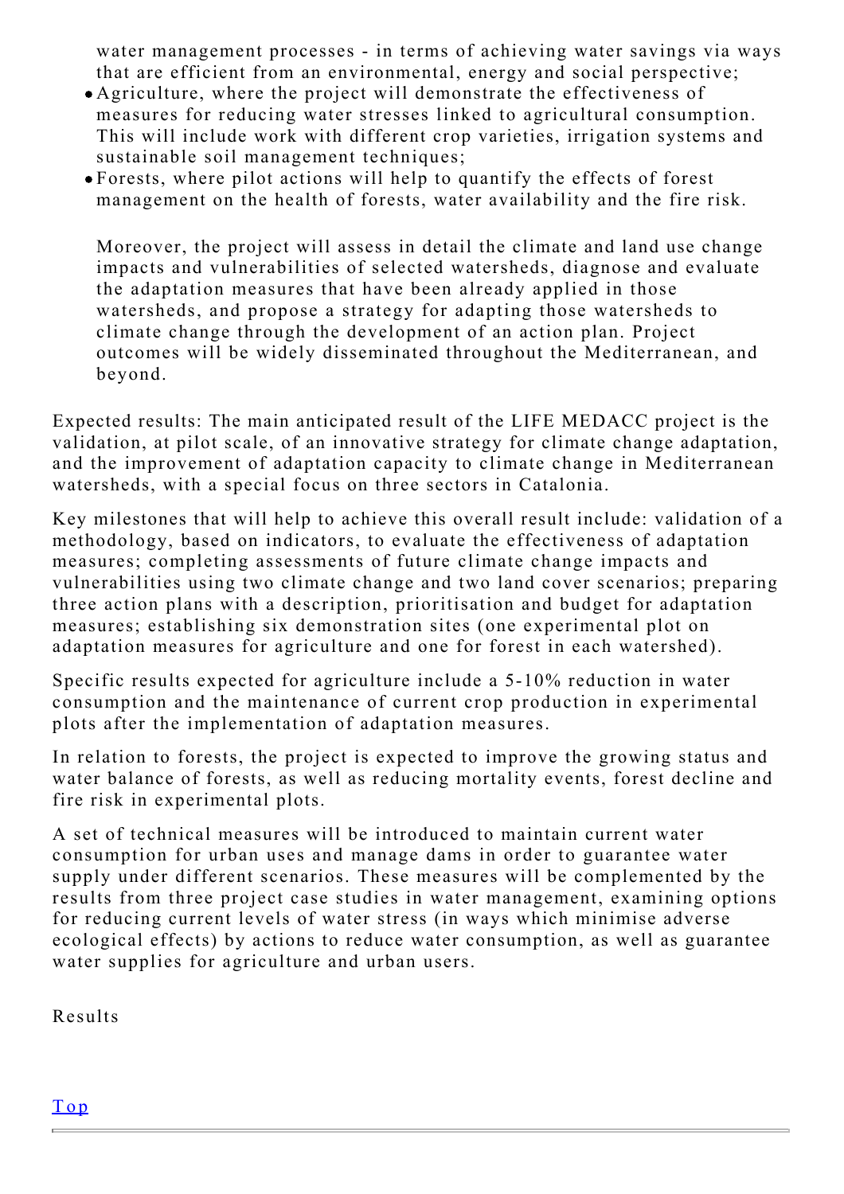water management processes - in terms of achieving water savings via ways that are efficient from an environmental, energy and social perspective;

- Agriculture, where the project will demonstrate the effectiveness of measures for reducing water stresses linked to agricultural consumption. This will include work with different crop varieties, irrigation systems and sustainable soil management techniques;
- Forests, where pilot actions will help to quantify the effects of forest management on the health of forests, water availability and the fire risk.

Moreover, the project will assess in detail the climate and land use change impacts and vulnerabilities of selected watersheds, diagnose and evaluate the adaptation measures that have been already applied in those watersheds, and propose a strategy for adapting those watersheds to climate change through the development of an action plan. Project outcomes will be widely disseminated throughout the Mediterranean, and beyond.

Expected results: The main anticipated result of the LIFE MEDACC project is the validation, at pilot scale, of an innovative strategy for climate change adaptation, and the improvement of adaptation capacity to climate change in Mediterranean watersheds, with a special focus on three sectors in Catalonia.

Key milestones that will help to achieve this overall result include: validation of a methodology, based on indicators, to evaluate the effectiveness of adaptation measures; completing assessments of future climate change impacts and vulnerabilities using two climate change and two land cover scenarios; preparing three action plans with a description, prioritisation and budget for adaptation measures; establishing six demonstration sites (one experimental plot on adaptation measures for agriculture and one for forest in each watershed).

Specific results expected for agriculture include a 5-10% reduction in water consumption and the maintenance of current crop production in experimental plots after the implementation of adaptation measures.

In relation to forests, the project is expected to improve the growing status and water balance of forests, as well as reducing mortality events, forest decline and fire risk in experimental plots.

A set of technical measures will be introduced to maintain current water consumption for urban uses and manage dams in order to guarantee water supply under different scenarios. These measures will be complemented by the results from three project case studies in water management, examining options for reducing current levels of water stress (in ways which minimise adverse ecological effects) by actions to reduce water consumption, as well as guarantee water supplies for agriculture and urban users.

Results

Top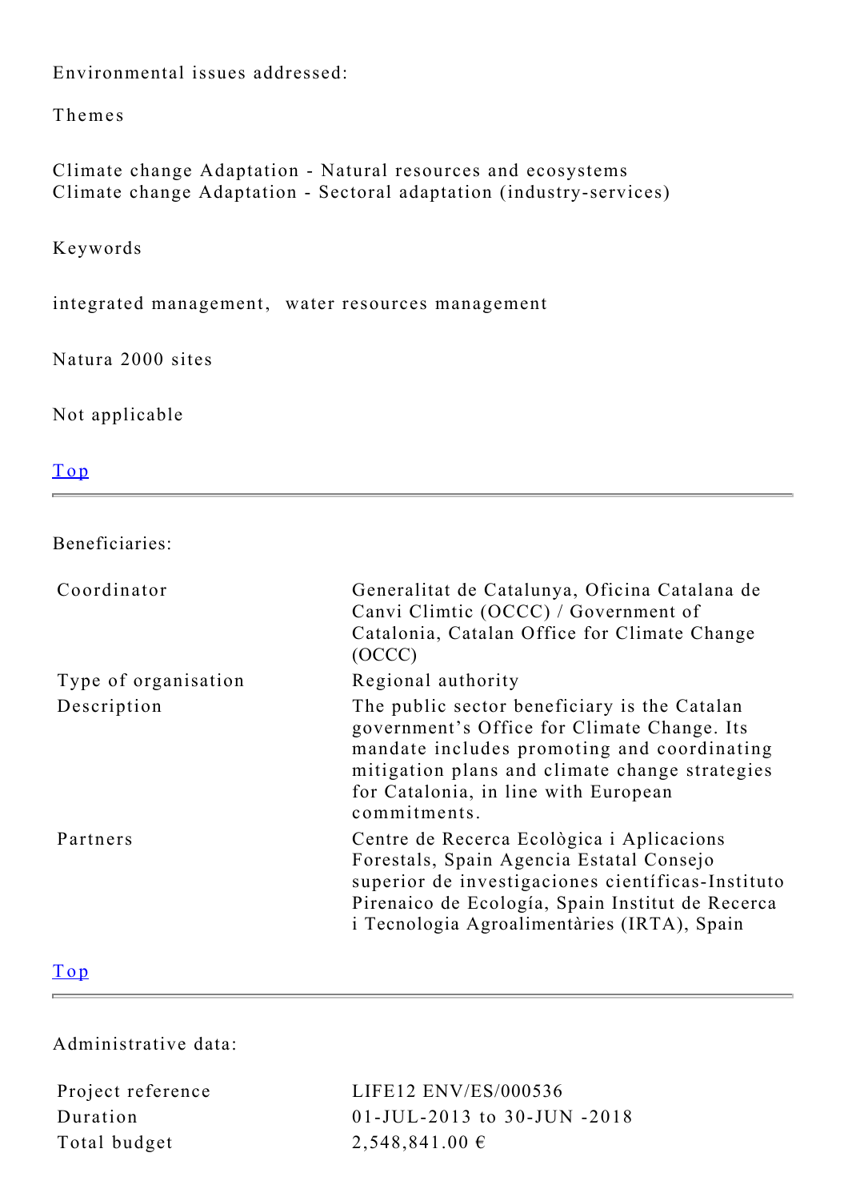Environmental issues addressed:

Themes

Climate change Adaptation - Natural resources and ecosystems
Climate change Adaptation - Sectoral adaptation (industry-services)

Keywords

integrated management, water resources management

Natura 2000 sites

Not applicable

[Top]

---

Beneficiaries:

| | |
|---|---|
| Coordinator | Generalitat de Catalunya, Oficina Catalana de Canvi Climtic (OCCC) / Government of Catalonia, Catalan Office for Climate Change (OCCC) |
| Type of organisation | Regional authority |
| Description | The public sector beneficiary is the Catalan government's Office for Climate Change. Its mandate includes promoting and coordinating mitigation plans and climate change strategies for Catalonia, in line with European commitments. |
| Partners | Centre de Recerca Ecològica i Aplicacions Forestals, Spain Agencia Estatal Consejo superior de investigaciones científicas-Instituto Pirenaico de Ecología, Spain Institut de Recerca i Tecnologia Agroalimentàries (IRTA), Spain |

[Top]

---

Administrative data:

| | |
|---|---|
| Project reference | LIFE12 ENV/ES/000536 |
| Duration | 01-JUL-2013 to 30-JUN -2018 |
| Total budget | 2,548,841.00 € |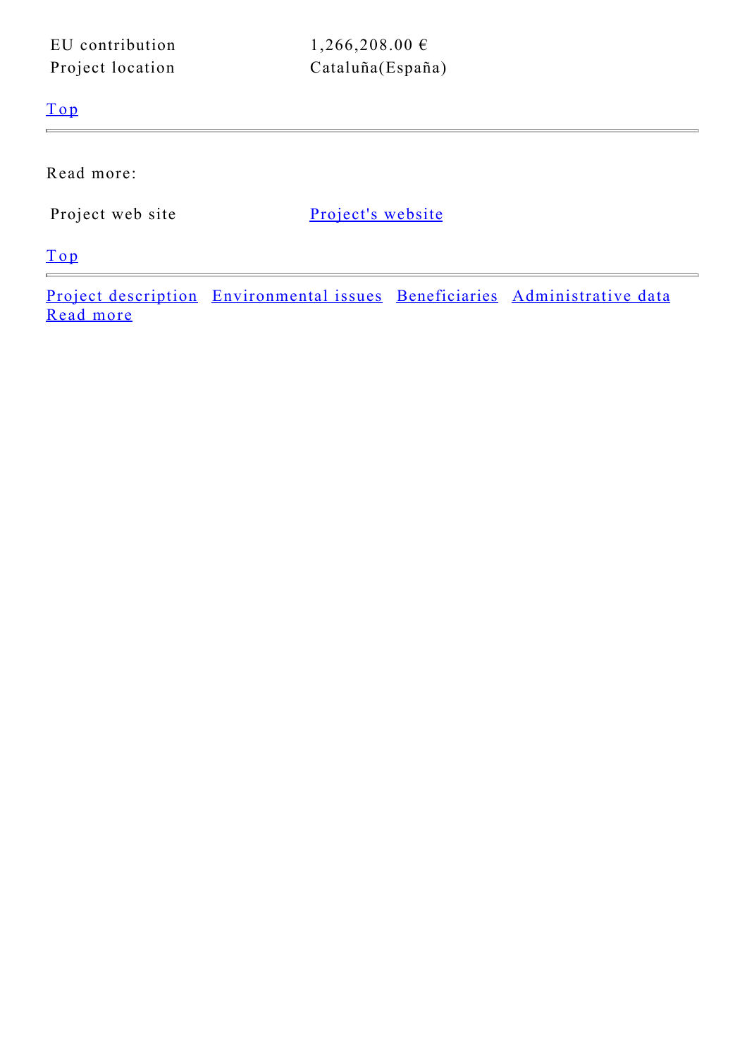| | |
|---|---|
| EU contribution | 1,266,208.00 € |
| Project location | Cataluña(España) |

Top

---

Read more:

| | |
|---|---|
| Project web site | Project's website |

Top

---

Project description Environmental issues Beneficiaries Administrative data Read more